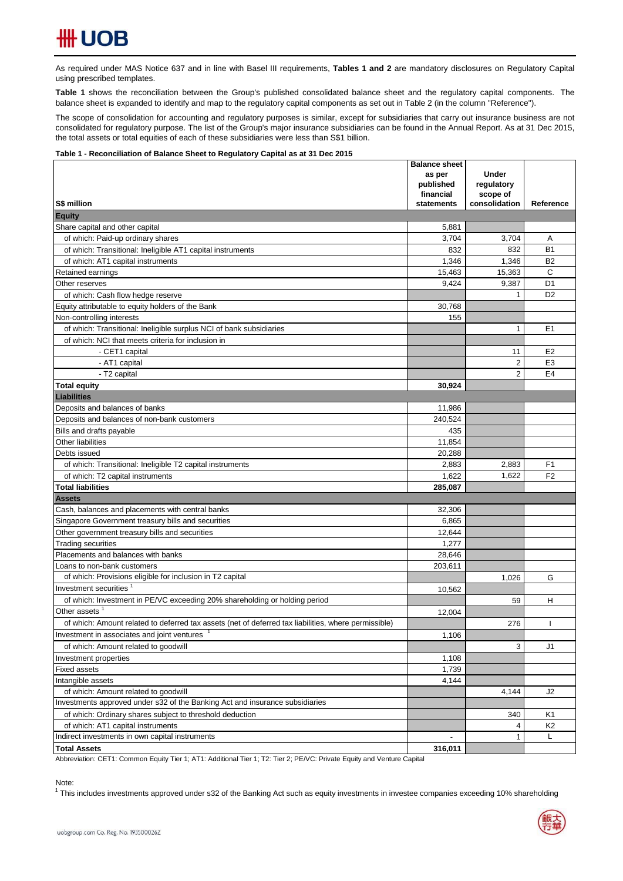As required under MAS Notice 637 and in line with Basel III requirements, **Tables 1 and 2** are mandatory disclosures on Regulatory Capital using prescribed templates.

**Table 1** shows the reconciliation between the Group's published consolidated balance sheet and the regulatory capital components. The balance sheet is expanded to identify and map to the regulatory capital components as set out in Table 2 (in the column "Reference").

The scope of consolidation for accounting and regulatory purposes is similar, except for subsidiaries that carry out insurance business are not consolidated for regulatory purpose. The list of the Group's major insurance subsidiaries can be found in the Annual Report. As at 31 Dec 2015, the total assets or total equities of each of these subsidiaries were less than S$1 billion.

**Table 1 - Reconciliation of Balance Sheet to Regulatory Capital as at 31 Dec 2015**

| S$ million | Balance sheet as per published financial statements | Under regulatory scope of consolidation | Reference |
|---|---|---|---|
| **Equity** | | | |
| Share capital and other capital | 5,881 | | |
| of which: Paid-up ordinary shares | 3,704 | 3,704 | A |
| of which: Transitional: Ineligible AT1 capital instruments | 832 | 832 | B1 |
| of which: AT1 capital instruments | 1,346 | 1,346 | B2 |
| Retained earnings | 15,463 | 15,363 | C |
| Other reserves | 9,424 | 9,387 | D1 |
| of which: Cash flow hedge reserve | | 1 | D2 |
| Equity attributable to equity holders of the Bank | 30,768 | | |
| Non-controlling interests | 155 | | |
| of which: Transitional: Ineligible surplus NCI of bank subsidiaries | | 1 | E1 |
| of which: NCI that meets criteria for inclusion in | | | |
| - CET1 capital | | 11 | E2 |
| - AT1 capital | | 2 | E3 |
| - T2 capital | | 2 | E4 |
| **Total equity** | **30,924** | | |
| **Liabilities** | | | |
| Deposits and balances of banks | 11,986 | | |
| Deposits and balances of non-bank customers | 240,524 | | |
| Bills and drafts payable | 435 | | |
| Other liabilities | 11,854 | | |
| Debts issued | 20,288 | | |
| of which: Transitional: Ineligible T2 capital instruments | 2,883 | 2,883 | F1 |
| of which: T2 capital instruments | 1,622 | 1,622 | F2 |
| **Total liabilities** | **285,087** | | |
| **Assets** | | | |
| Cash, balances and placements with central banks | 32,306 | | |
| Singapore Government treasury bills and securities | 6,865 | | |
| Other government treasury bills and securities | 12,644 | | |
| Trading securities | 1,277 | | |
| Placements and balances with banks | 28,646 | | |
| Loans to non-bank customers | 203,611 | | |
| of which: Provisions eligible for inclusion in T2 capital | | 1,026 | G |
| Investment securities [1] | 10,562 | | |
| of which: Investment in PE/VC exceeding 20% shareholding or holding period | | 59 | H |
| Other assets [1] | 12,004 | | |
| of which: Amount related to deferred tax assets (net of deferred tax liabilities, where permissible) | | 276 | I |
| Investment in associates and joint ventures [1] | 1,106 | | |
| of which: Amount related to goodwill | | 3 | J1 |
| Investment properties | 1,108 | | |
| Fixed assets | 1,739 | | |
| Intangible assets | 4,144 | | |
| of which: Amount related to goodwill | | 4,144 | J2 |
| Investments approved under s32 of the Banking Act and insurance subsidiaries | | | |
| of which: Ordinary shares subject to threshold deduction | | 340 | K1 |
| of which: AT1 capital instruments | | 4 | K2 |
| Indirect investments in own capital instruments | - | 1 | L |
| **Total Assets** | **316,011** | | |

Abbreviation: CET1: Common Equity Tier 1; AT1: Additional Tier 1; T2: Tier 2; PE/VC: Private Equity and Venture Capital

Note:

[1] This includes investments approved under s32 of the Banking Act such as equity investments in investee companies exceeding 10% shareholding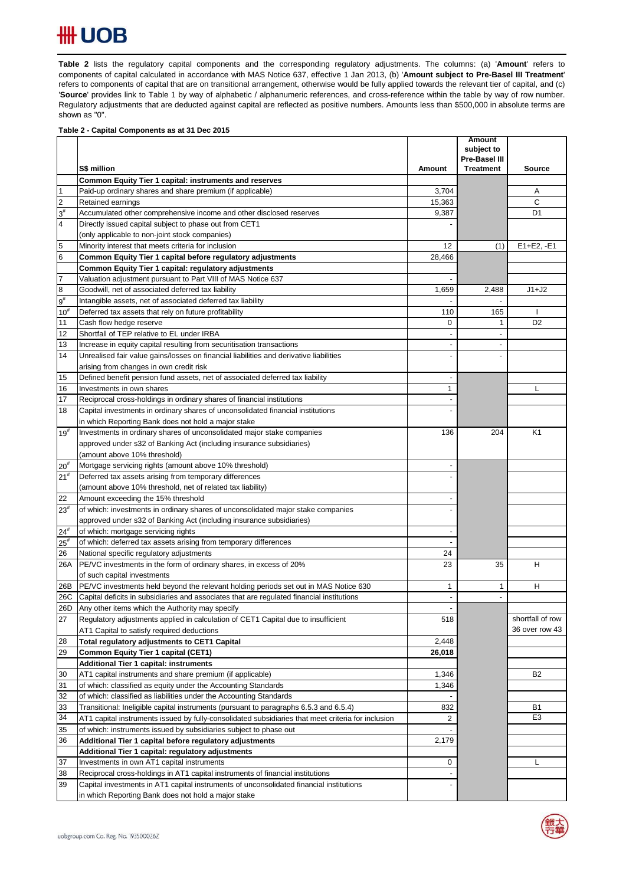**Table 2** lists the regulatory capital components and the corresponding regulatory adjustments. The columns: (a) '**Amount**' refers to components of capital calculated in accordance with MAS Notice 637, effective 1 Jan 2013, (b) '**Amount subject to Pre-Basel III Treatment**' refers to components of capital that are on transitional arrangement, otherwise would be fully applied towards the relevant tier of capital, and (c) '**Source**' provides link to Table 1 by way of alphabetic / alphanumeric references, and cross-reference within the table by way of row number. Regulatory adjustments that are deducted against capital are reflected as positive numbers. Amounts less than $500,000 in absolute terms are shown as "0".

**Table 2 - Capital Components as at 31 Dec 2015**

| | S$ million | Amount | Amount subject to Pre-Basel III Treatment | Source |
|---|---|---|---|---|
| | **Common Equity Tier 1 capital: instruments and reserves** | | | |
| 1 | Paid-up ordinary shares and share premium (if applicable) | 3,704 | | A |
| 2 | Retained earnings | 15,363 | | C |
| 3# | Accumulated other comprehensive income and other disclosed reserves | 9,387 | | D1 |
| 4 | Directly issued capital subject to phase out from CET1 (only applicable to non-joint stock companies) | - | | |
| 5 | Minority interest that meets criteria for inclusion | 12 | (1) | E1+E2, -E1 |
| 6 | **Common Equity Tier 1 capital before regulatory adjustments** | 28,466 | | |
| | **Common Equity Tier 1 capital: regulatory adjustments** | | | |
| 7 | Valuation adjustment pursuant to Part VIII of MAS Notice 637 | - | | |
| 8 | Goodwill, net of associated deferred tax liability | 1,659 | 2,488 | J1+J2 |
| 9# | Intangible assets, net of associated deferred tax liability | - | - | |
| 10# | Deferred tax assets that rely on future profitability | 110 | 165 | I |
| 11 | Cash flow hedge reserve | 0 | 1 | D2 |
| 12 | Shortfall of TEP relative to EL under IRBA | - | - | |
| 13 | Increase in equity capital resulting from securitisation transactions | - | - | |
| 14 | Unrealised fair value gains/losses on financial liabilities and derivative liabilities arising from changes in own credit risk | - | - | |
| 15 | Defined benefit pension fund assets, net of associated deferred tax liability | - | | |
| 16 | Investments in own shares | 1 | | L |
| 17 | Reciprocal cross-holdings in ordinary shares of financial institutions | - | | |
| 18 | Capital investments in ordinary shares of unconsolidated financial institutions in which Reporting Bank does not hold a major stake | - | | |
| 19# | Investments in ordinary shares of unconsolidated major stake companies approved under s32 of Banking Act (including insurance subsidiaries) (amount above 10% threshold) | 136 | 204 | K1 |
| 20# | Mortgage servicing rights (amount above 10% threshold) | - | | |
| 21# | Deferred tax assets arising from temporary differences (amount above 10% threshold, net of related tax liability) | - | | |
| 22 | Amount exceeding the 15% threshold | - | | |
| 23# | of which: investments in ordinary shares of unconsolidated major stake companies approved under s32 of Banking Act (including insurance subsidiaries) | - | | |
| 24# | of which: mortgage servicing rights | - | | |
| 25# | of which: deferred tax assets arising from temporary differences | - | | |
| 26 | National specific regulatory adjustments | 24 | | |
| 26A | PE/VC investments in the form of ordinary shares, in excess of 20% of such capital investments | 23 | 35 | H |
| 26B | PE/VC investments held beyond the relevant holding periods set out in MAS Notice 630 | 1 | 1 | H |
| 26C | Capital deficits in subsidiaries and associates that are regulated financial institutions | - | - | |
| 26D | Any other items which the Authority may specify | - | | |
| 27 | Regulatory adjustments applied in calculation of CET1 Capital due to insufficient AT1 Capital to satisfy required deductions | 518 | | shortfall of row 36 over row 43 |
| 28 | **Total regulatory adjustments to CET1 Capital** | 2,448 | | |
| 29 | **Common Equity Tier 1 capital (CET1)** | **26,018** | | |
| | **Additional Tier 1 capital: instruments** | | | |
| 30 | AT1 capital instruments and share premium (if applicable) | 1,346 | | B2 |
| 31 | of which: classified as equity under the Accounting Standards | 1,346 | | |
| 32 | of which: classified as liabilities under the Accounting Standards | - | | |
| 33 | Transitional: Ineligible capital instruments (pursuant to paragraphs 6.5.3 and 6.5.4) | 832 | | B1 |
| 34 | AT1 capital instruments issued by fully-consolidated subsidiaries that meet criteria for inclusion | 2 | | E3 |
| 35 | of which: instruments issued by subsidiaries subject to phase out | - | | |
| 36 | **Additional Tier 1 capital before regulatory adjustments** | 2,179 | | |
| | **Additional Tier 1 capital: regulatory adjustments** | | | |
| 37 | Investments in own AT1 capital instruments | 0 | | L |
| 38 | Reciprocal cross-holdings in AT1 capital instruments of financial institutions | - | | |
| 39 | Capital investments in AT1 capital instruments of unconsolidated financial institutions in which Reporting Bank does not hold a major stake | - | | |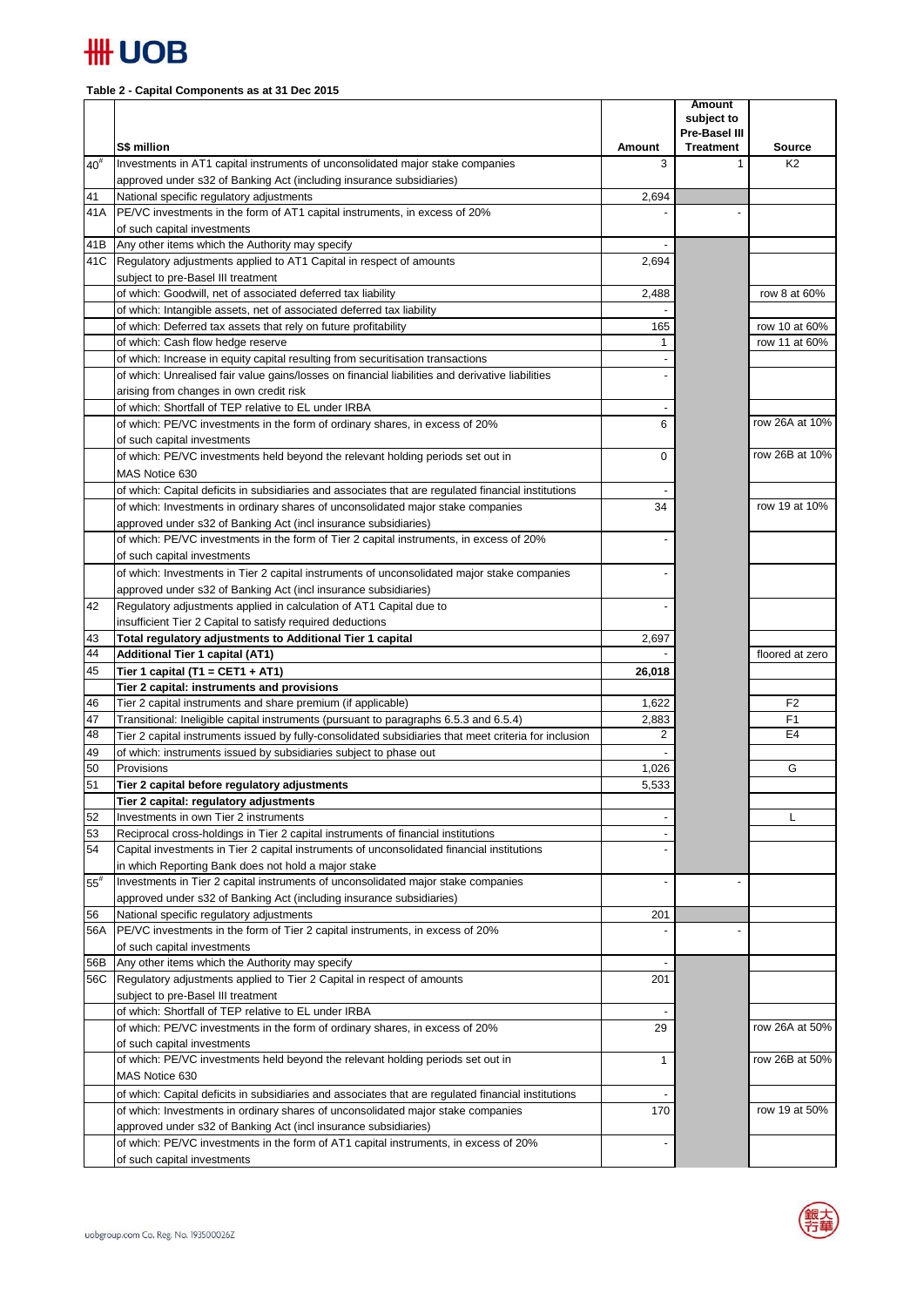**Table 2 - Capital Components as at 31 Dec 2015**

| | S$ million | Amount | Amount subject to Pre-Basel III Treatment | Source |
|---|---|---|---|---|
| 40[#] | Investments in AT1 capital instruments of unconsolidated major stake companies approved under s32 of Banking Act (including insurance subsidiaries) | 3 | 1 | K2 |
| 41 | National specific regulatory adjustments | 2,694 | | |
| 41A | PE/VC investments in the form of AT1 capital instruments, in excess of 20% of such capital investments | - | - | |
| 41B | Any other items which the Authority may specify | - | | |
| 41C | Regulatory adjustments applied to AT1 Capital in respect of amounts subject to pre-Basel III treatment | 2,694 | | |
| | of which: Goodwill, net of associated deferred tax liability | 2,488 | | row 8 at 60% |
| | of which: Intangible assets, net of associated deferred tax liability | - | | |
| | of which: Deferred tax assets that rely on future profitability | 165 | | row 10 at 60% |
| | of which: Cash flow hedge reserve | 1 | | row 11 at 60% |
| | of which: Increase in equity capital resulting from securitisation transactions | - | | |
| | of which: Unrealised fair value gains/losses on financial liabilities and derivative liabilities arising from changes in own credit risk | - | | |
| | of which: Shortfall of TEP relative to EL under IRBA | - | | |
| | of which: PE/VC investments in the form of ordinary shares, in excess of 20% of such capital investments | 6 | | row 26A at 10% |
| | of which: PE/VC investments held beyond the relevant holding periods set out in MAS Notice 630 | 0 | | row 26B at 10% |
| | of which: Capital deficits in subsidiaries and associates that are regulated financial institutions | - | | |
| | of which: Investments in ordinary shares of unconsolidated major stake companies approved under s32 of Banking Act (incl insurance subsidiaries) | 34 | | row 19 at 10% |
| | of which: PE/VC investments in the form of Tier 2 capital instruments, in excess of 20% of such capital investments | - | | |
| | of which: Investments in Tier 2 capital instruments of unconsolidated major stake companies approved under s32 of Banking Act (incl insurance subsidiaries) | - | | |
| 42 | Regulatory adjustments applied in calculation of AT1 Capital due to insufficient Tier 2 Capital to satisfy required deductions | - | | |
| 43 | **Total regulatory adjustments to Additional Tier 1 capital** | 2,697 | | |
| 44 | **Additional Tier 1 capital (AT1)** | - | | floored at zero |
| 45 | **Tier 1 capital (T1 = CET1 + AT1)** | **26,018** | | |
| | **Tier 2 capital: instruments and provisions** | | | |
| 46 | Tier 2 capital instruments and share premium (if applicable) | 1,622 | | F2 |
| 47 | Transitional: Ineligible capital instruments (pursuant to paragraphs 6.5.3 and 6.5.4) | 2,883 | | F1 |
| 48 | Tier 2 capital instruments issued by fully-consolidated subsidiaries that meet criteria for inclusion | 2 | | E4 |
| 49 | of which: instruments issued by subsidiaries subject to phase out | - | | |
| 50 | Provisions | 1,026 | | G |
| 51 | **Tier 2 capital before regulatory adjustments** | 5,533 | | |
| | **Tier 2 capital: regulatory adjustments** | | | |
| 52 | Investments in own Tier 2 instruments | - | | L |
| 53 | Reciprocal cross-holdings in Tier 2 capital instruments of financial institutions | - | | |
| 54 | Capital investments in Tier 2 capital instruments of unconsolidated financial institutions in which Reporting Bank does not hold a major stake | - | | |
| 55[#] | Investments in Tier 2 capital instruments of unconsolidated major stake companies approved under s32 of Banking Act (including insurance subsidiaries) | - | - | |
| 56 | National specific regulatory adjustments | 201 | | |
| 56A | PE/VC investments in the form of Tier 2 capital instruments, in excess of 20% of such capital investments | - | - | |
| 56B | Any other items which the Authority may specify | - | | |
| 56C | Regulatory adjustments applied to Tier 2 Capital in respect of amounts subject to pre-Basel III treatment | 201 | | |
| | of which: Shortfall of TEP relative to EL under IRBA | - | | |
| | of which: PE/VC investments in the form of ordinary shares, in excess of 20% of such capital investments | 29 | | row 26A at 50% |
| | of which: PE/VC investments held beyond the relevant holding periods set out in MAS Notice 630 | 1 | | row 26B at 50% |
| | of which: Capital deficits in subsidiaries and associates that are regulated financial institutions | - | | |
| | of which: Investments in ordinary shares of unconsolidated major stake companies approved under s32 of Banking Act (incl insurance subsidiaries) | 170 | | row 19 at 50% |
| | of which: PE/VC investments in the form of AT1 capital instruments, in excess of 20% of such capital investments | - | | |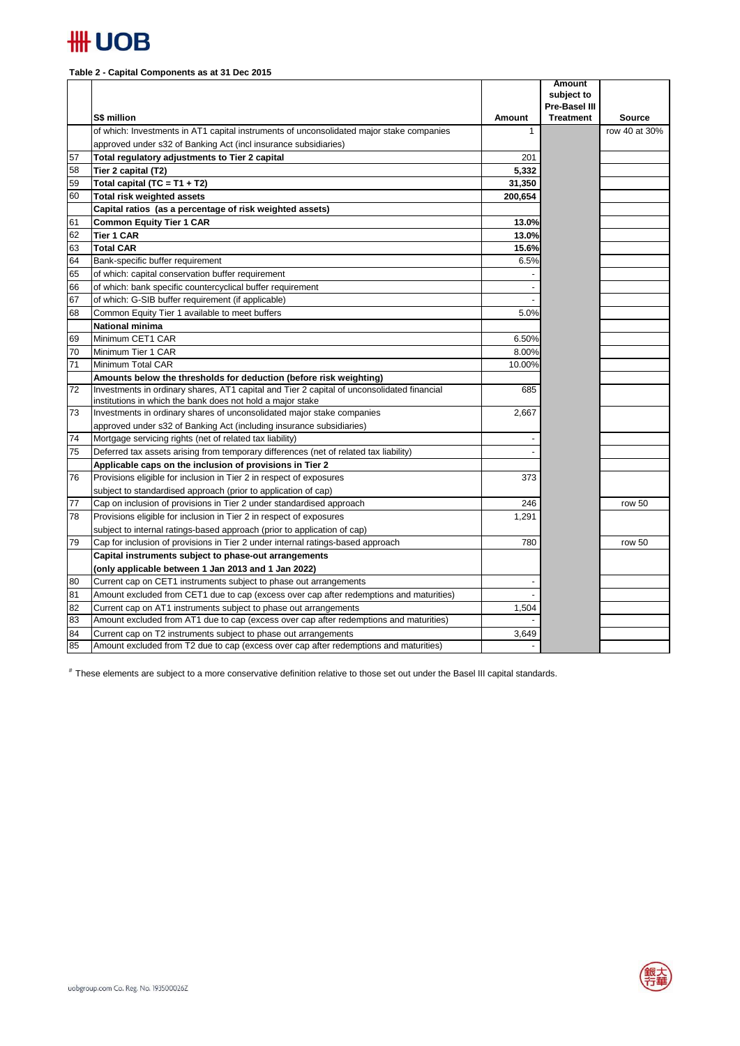**Table 2 - Capital Components as at 31 Dec 2015**

| | S$ million | Amount | Amount subject to Pre-Basel III Treatment | Source |
|---|---|---|---|---|
| | of which: Investments in AT1 capital instruments of unconsolidated major stake companies approved under s32 of Banking Act (incl insurance subsidiaries) | 1 | | row 40 at 30% |
| 57 | **Total regulatory adjustments to Tier 2 capital** | 201 | | |
| 58 | **Tier 2 capital (T2)** | **5,332** | | |
| 59 | **Total capital (TC = T1 + T2)** | **31,350** | | |
| 60 | **Total risk weighted assets** | **200,654** | | |
| | **Capital ratios (as a percentage of risk weighted assets)** | | | |
| 61 | **Common Equity Tier 1 CAR** | **13.0%** | | |
| 62 | **Tier 1 CAR** | **13.0%** | | |
| 63 | **Total CAR** | **15.6%** | | |
| 64 | Bank-specific buffer requirement | 6.5% | | |
| 65 | of which: capital conservation buffer requirement | - | | |
| 66 | of which: bank specific countercyclical buffer requirement | - | | |
| 67 | of which: G-SIB buffer requirement (if applicable) | - | | |
| 68 | Common Equity Tier 1 available to meet buffers | 5.0% | | |
| | **National minima** | | | |
| 69 | Minimum CET1 CAR | 6.50% | | |
| 70 | Minimum Tier 1 CAR | 8.00% | | |
| 71 | Minimum Total CAR | 10.00% | | |
| | **Amounts below the thresholds for deduction (before risk weighting)** | | | |
| 72 | Investments in ordinary shares, AT1 capital and Tier 2 capital of unconsolidated financial institutions in which the bank does not hold a major stake | 685 | | |
| 73 | Investments in ordinary shares of unconsolidated major stake companies approved under s32 of Banking Act (including insurance subsidiaries) | 2,667 | | |
| 74 | Mortgage servicing rights (net of related tax liability) | - | | |
| 75 | Deferred tax assets arising from temporary differences (net of related tax liability) | - | | |
| | **Applicable caps on the inclusion of provisions in Tier 2** | | | |
| 76 | Provisions eligible for inclusion in Tier 2 in respect of exposures subject to standardised approach (prior to application of cap) | 373 | | |
| 77 | Cap on inclusion of provisions in Tier 2 under standardised approach | 246 | | row 50 |
| 78 | Provisions eligible for inclusion in Tier 2 in respect of exposures subject to internal ratings-based approach (prior to application of cap) | 1,291 | | |
| 79 | Cap for inclusion of provisions in Tier 2 under internal ratings-based approach | 780 | | row 50 |
| | **Capital instruments subject to phase-out arrangements (only applicable between 1 Jan 2013 and 1 Jan 2022)** | | | |
| 80 | Current cap on CET1 instruments subject to phase out arrangements | - | | |
| 81 | Amount excluded from CET1 due to cap (excess over cap after redemptions and maturities) | - | | |
| 82 | Current cap on AT1 instruments subject to phase out arrangements | 1,504 | | |
| 83 | Amount excluded from AT1 due to cap (excess over cap after redemptions and maturities) | - | | |
| 84 | Current cap on T2 instruments subject to phase out arrangements | 3,649 | | |
| 85 | Amount excluded from T2 due to cap (excess over cap after redemptions and maturities) | - | | |

[#] These elements are subject to a more conservative definition relative to those set out under the Basel III capital standards.